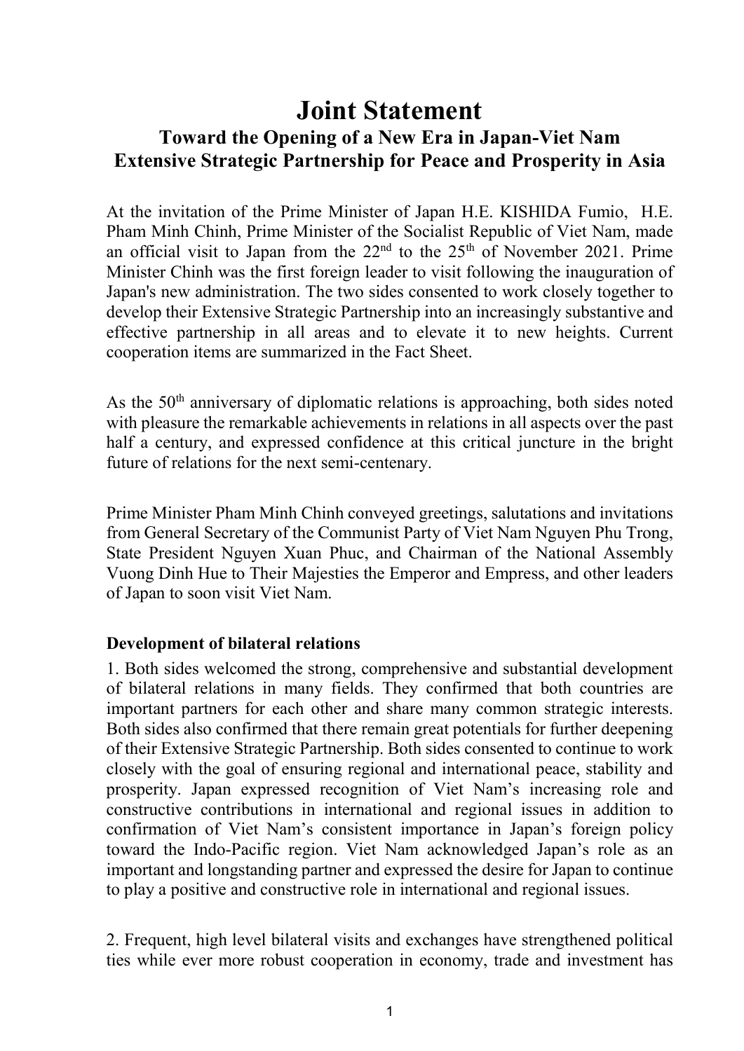# Joint Statement

## Toward the Opening of a New Era in Japan-Viet Nam Extensive Strategic Partnership for Peace and Prosperity in Asia

At the invitation of the Prime Minister of Japan H.E. KISHIDA Fumio, H.E. Pham Minh Chinh, Prime Minister of the Socialist Republic of Viet Nam, made an official visit to Japan from the 22nd to the 25th of November 2021. Prime Minister Chinh was the first foreign leader to visit following the inauguration of Japan's new administration. The two sides consented to work closely together to develop their Extensive Strategic Partnership into an increasingly substantive and effective partnership in all areas and to elevate it to new heights. Current cooperation items are summarized in the Fact Sheet.

As the 50th anniversary of diplomatic relations is approaching, both sides noted with pleasure the remarkable achievements in relations in all aspects over the past half a century, and expressed confidence at this critical juncture in the bright future of relations for the next semi-centenary.

Prime Minister Pham Minh Chinh conveyed greetings, salutations and invitations from General Secretary of the Communist Party of Viet Nam Nguyen Phu Trong, State President Nguyen Xuan Phuc, and Chairman of the National Assembly Vuong Dinh Hue to Their Majesties the Emperor and Empress, and other leaders of Japan to soon visit Viet Nam.

**Development of bilateral relations**

1. Both sides welcomed the strong, comprehensive and substantial development of bilateral relations in many fields. They confirmed that both countries are important partners for each other and share many common strategic interests. Both sides also confirmed that there remain great potentials for further deepening of their Extensive Strategic Partnership. Both sides consented to continue to work closely with the goal of ensuring regional and international peace, stability and prosperity. Japan expressed recognition of Viet Nam's increasing role and constructive contributions in international and regional issues in addition to confirmation of Viet Nam's consistent importance in Japan's foreign policy toward the Indo-Pacific region. Viet Nam acknowledged Japan's role as an important and longstanding partner and expressed the desire for Japan to continue to play a positive and constructive role in international and regional issues.

2. Frequent, high level bilateral visits and exchanges have strengthened political ties while ever more robust cooperation in economy, trade and investment has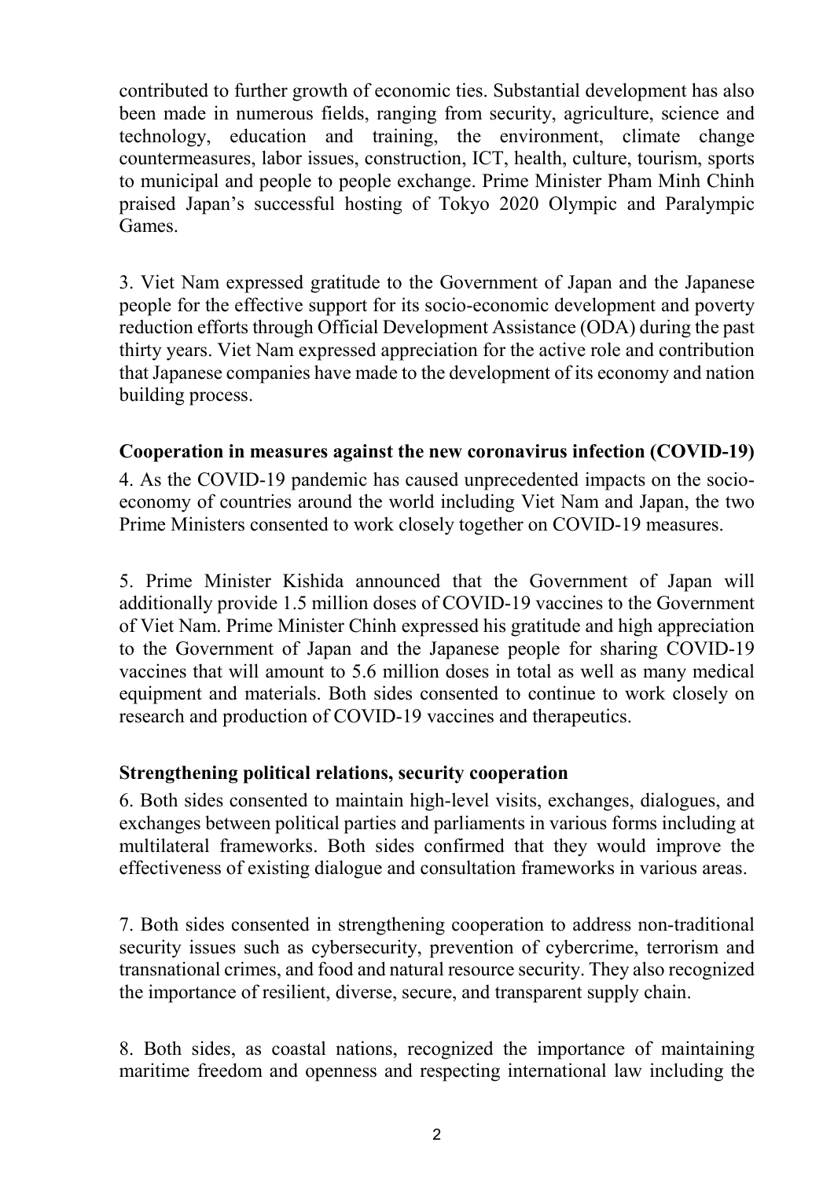contributed to further growth of economic ties. Substantial development has also been made in numerous fields, ranging from security, agriculture, science and technology, education and training, the environment, climate change countermeasures, labor issues, construction, ICT, health, culture, tourism, sports to municipal and people to people exchange. Prime Minister Pham Minh Chinh praised Japan's successful hosting of Tokyo 2020 Olympic and Paralympic Games.

3. Viet Nam expressed gratitude to the Government of Japan and the Japanese people for the effective support for its socio-economic development and poverty reduction efforts through Official Development Assistance (ODA) during the past thirty years. Viet Nam expressed appreciation for the active role and contribution that Japanese companies have made to the development of its economy and nation building process.

**Cooperation in measures against the new coronavirus infection (COVID-19)**

4. As the COVID-19 pandemic has caused unprecedented impacts on the socio-economy of countries around the world including Viet Nam and Japan, the two Prime Ministers consented to work closely together on COVID-19 measures.

5. Prime Minister Kishida announced that the Government of Japan will additionally provide 1.5 million doses of COVID-19 vaccines to the Government of Viet Nam. Prime Minister Chinh expressed his gratitude and high appreciation to the Government of Japan and the Japanese people for sharing COVID-19 vaccines that will amount to 5.6 million doses in total as well as many medical equipment and materials. Both sides consented to continue to work closely on research and production of COVID-19 vaccines and therapeutics.

**Strengthening political relations, security cooperation**

6. Both sides consented to maintain high-level visits, exchanges, dialogues, and exchanges between political parties and parliaments in various forms including at multilateral frameworks. Both sides confirmed that they would improve the effectiveness of existing dialogue and consultation frameworks in various areas.

7. Both sides consented in strengthening cooperation to address non-traditional security issues such as cybersecurity, prevention of cybercrime, terrorism and transnational crimes, and food and natural resource security. They also recognized the importance of resilient, diverse, secure, and transparent supply chain.

8. Both sides, as coastal nations, recognized the importance of maintaining maritime freedom and openness and respecting international law including the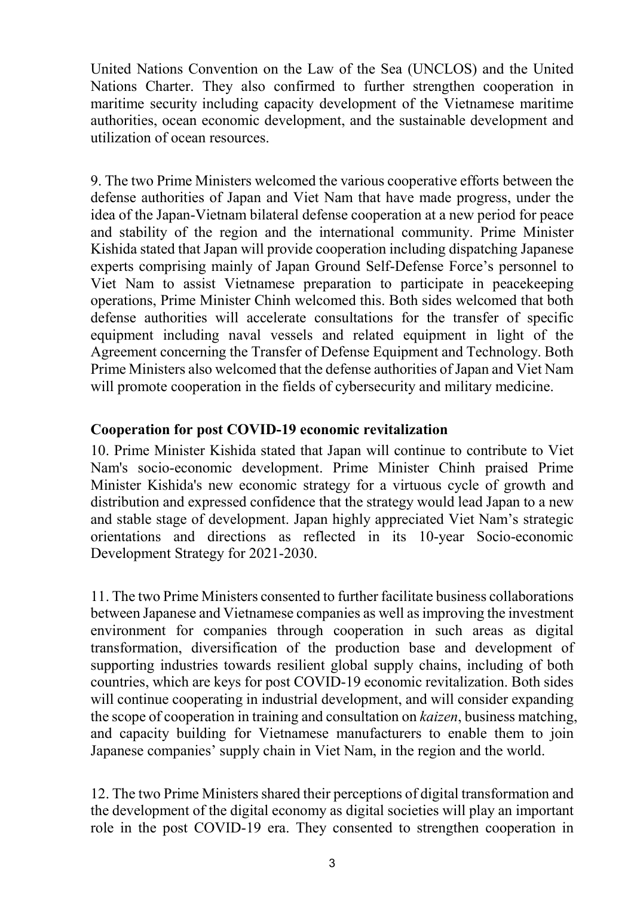United Nations Convention on the Law of the Sea (UNCLOS) and the United Nations Charter. They also confirmed to further strengthen cooperation in maritime security including capacity development of the Vietnamese maritime authorities, ocean economic development, and the sustainable development and utilization of ocean resources.

9. The two Prime Ministers welcomed the various cooperative efforts between the defense authorities of Japan and Viet Nam that have made progress, under the idea of the Japan-Vietnam bilateral defense cooperation at a new period for peace and stability of the region and the international community. Prime Minister Kishida stated that Japan will provide cooperation including dispatching Japanese experts comprising mainly of Japan Ground Self-Defense Force's personnel to Viet Nam to assist Vietnamese preparation to participate in peacekeeping operations, Prime Minister Chinh welcomed this. Both sides welcomed that both defense authorities will accelerate consultations for the transfer of specific equipment including naval vessels and related equipment in light of the Agreement concerning the Transfer of Defense Equipment and Technology. Both Prime Ministers also welcomed that the defense authorities of Japan and Viet Nam will promote cooperation in the fields of cybersecurity and military medicine.

**Cooperation for post COVID-19 economic revitalization**

10. Prime Minister Kishida stated that Japan will continue to contribute to Viet Nam's socio-economic development. Prime Minister Chinh praised Prime Minister Kishida's new economic strategy for a virtuous cycle of growth and distribution and expressed confidence that the strategy would lead Japan to a new and stable stage of development. Japan highly appreciated Viet Nam's strategic orientations and directions as reflected in its 10-year Socio-economic Development Strategy for 2021-2030.

11. The two Prime Ministers consented to further facilitate business collaborations between Japanese and Vietnamese companies as well as improving the investment environment for companies through cooperation in such areas as digital transformation, diversification of the production base and development of supporting industries towards resilient global supply chains, including of both countries, which are keys for post COVID-19 economic revitalization. Both sides will continue cooperating in industrial development, and will consider expanding the scope of cooperation in training and consultation on *kaizen*, business matching, and capacity building for Vietnamese manufacturers to enable them to join Japanese companies' supply chain in Viet Nam, in the region and the world.

12. The two Prime Ministers shared their perceptions of digital transformation and the development of the digital economy as digital societies will play an important role in the post COVID-19 era. They consented to strengthen cooperation in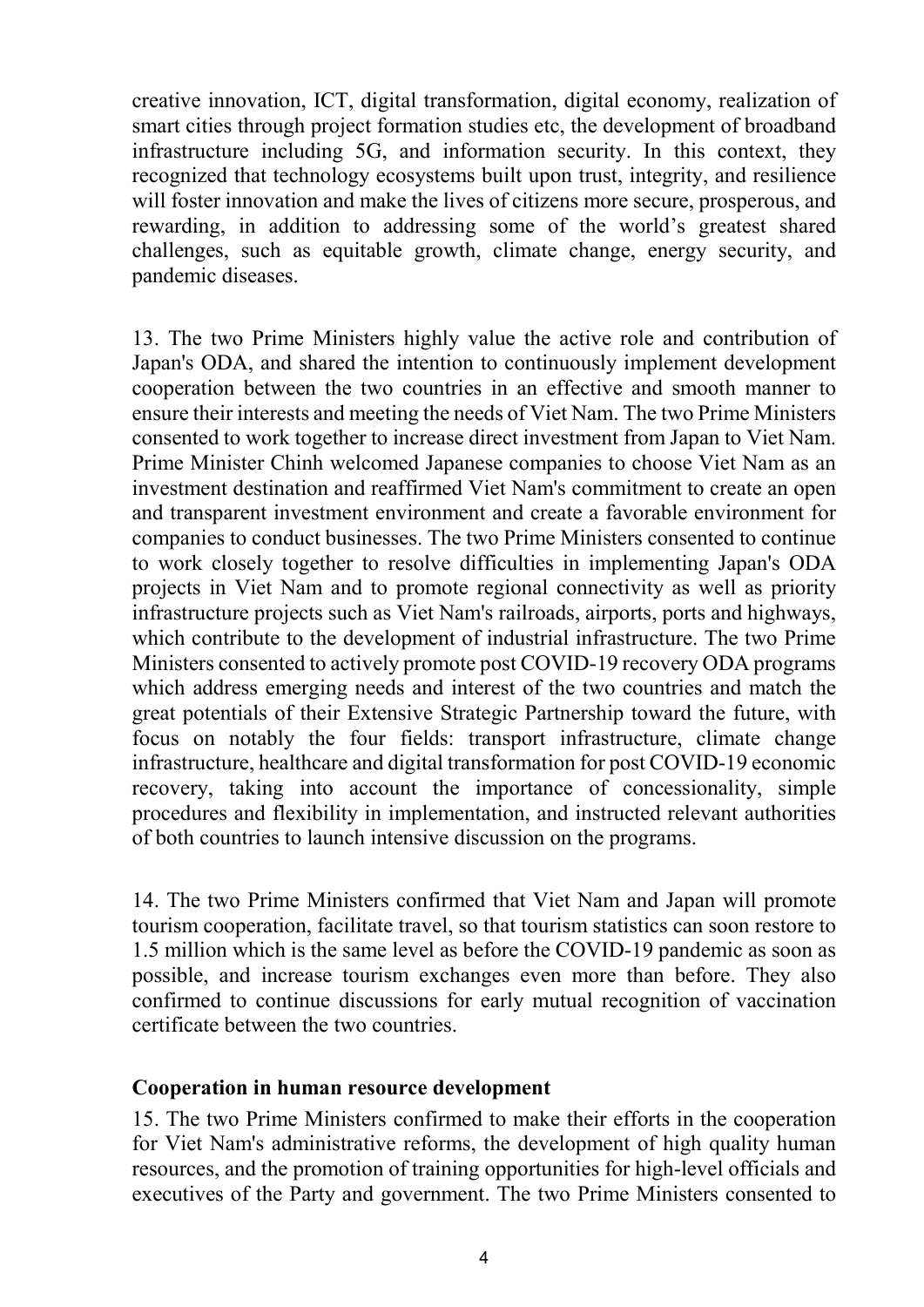creative innovation, ICT, digital transformation, digital economy, realization of smart cities through project formation studies etc, the development of broadband infrastructure including 5G, and information security. In this context, they recognized that technology ecosystems built upon trust, integrity, and resilience will foster innovation and make the lives of citizens more secure, prosperous, and rewarding, in addition to addressing some of the world's greatest shared challenges, such as equitable growth, climate change, energy security, and pandemic diseases.

13. The two Prime Ministers highly value the active role and contribution of Japan's ODA, and shared the intention to continuously implement development cooperation between the two countries in an effective and smooth manner to ensure their interests and meeting the needs of Viet Nam. The two Prime Ministers consented to work together to increase direct investment from Japan to Viet Nam. Prime Minister Chinh welcomed Japanese companies to choose Viet Nam as an investment destination and reaffirmed Viet Nam's commitment to create an open and transparent investment environment and create a favorable environment for companies to conduct businesses. The two Prime Ministers consented to continue to work closely together to resolve difficulties in implementing Japan's ODA projects in Viet Nam and to promote regional connectivity as well as priority infrastructure projects such as Viet Nam's railroads, airports, ports and highways, which contribute to the development of industrial infrastructure. The two Prime Ministers consented to actively promote post COVID-19 recovery ODA programs which address emerging needs and interest of the two countries and match the great potentials of their Extensive Strategic Partnership toward the future, with focus on notably the four fields: transport infrastructure, climate change infrastructure, healthcare and digital transformation for post COVID-19 economic recovery, taking into account the importance of concessionality, simple procedures and flexibility in implementation, and instructed relevant authorities of both countries to launch intensive discussion on the programs.

14. The two Prime Ministers confirmed that Viet Nam and Japan will promote tourism cooperation, facilitate travel, so that tourism statistics can soon restore to 1.5 million which is the same level as before the COVID-19 pandemic as soon as possible, and increase tourism exchanges even more than before. They also confirmed to continue discussions for early mutual recognition of vaccination certificate between the two countries.

**Cooperation in human resource development**

15. The two Prime Ministers confirmed to make their efforts in the cooperation for Viet Nam's administrative reforms, the development of high quality human resources, and the promotion of training opportunities for high-level officials and executives of the Party and government. The two Prime Ministers consented to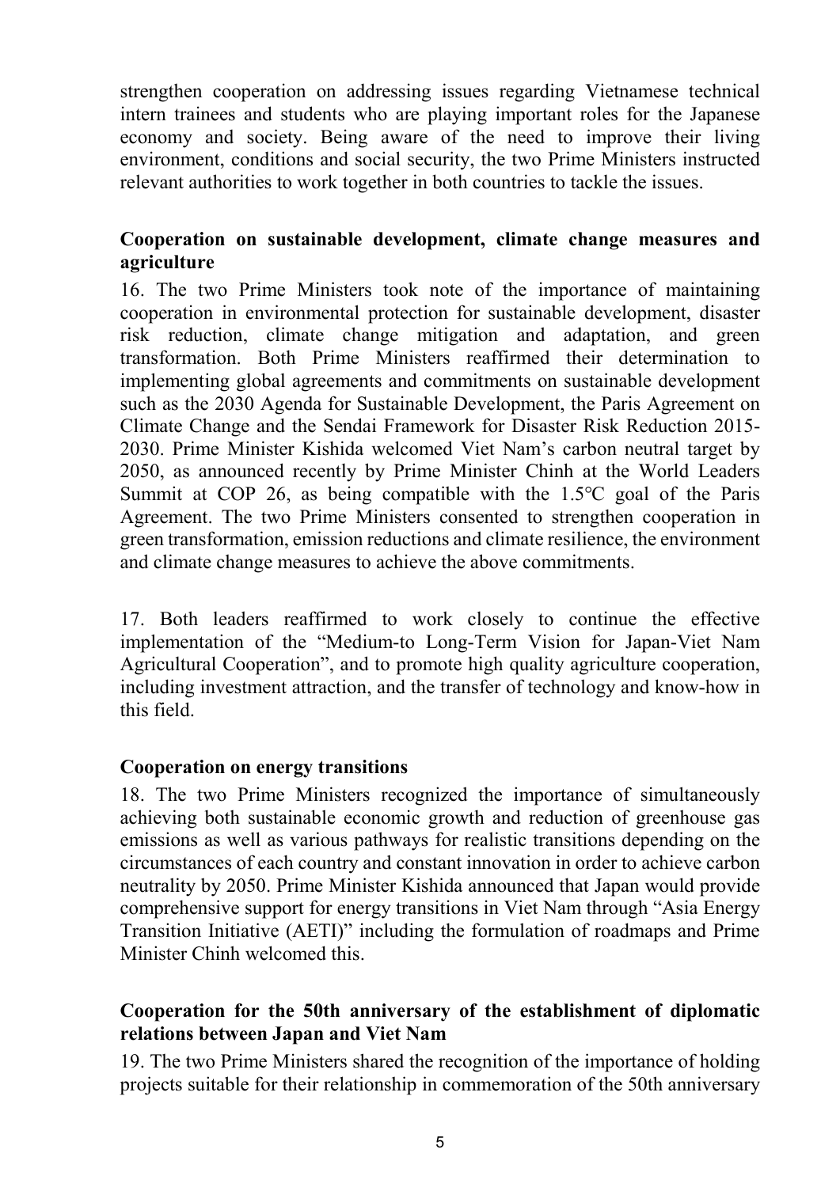strengthen cooperation on addressing issues regarding Vietnamese technical intern trainees and students who are playing important roles for the Japanese economy and society. Being aware of the need to improve their living environment, conditions and social security, the two Prime Ministers instructed relevant authorities to work together in both countries to tackle the issues.

**Cooperation on sustainable development, climate change measures and agriculture**

16. The two Prime Ministers took note of the importance of maintaining cooperation in environmental protection for sustainable development, disaster risk reduction, climate change mitigation and adaptation, and green transformation. Both Prime Ministers reaffirmed their determination to implementing global agreements and commitments on sustainable development such as the 2030 Agenda for Sustainable Development, the Paris Agreement on Climate Change and the Sendai Framework for Disaster Risk Reduction 2015-2030. Prime Minister Kishida welcomed Viet Nam's carbon neutral target by 2050, as announced recently by Prime Minister Chinh at the World Leaders Summit at COP 26, as being compatible with the 1.5℃ goal of the Paris Agreement. The two Prime Ministers consented to strengthen cooperation in green transformation, emission reductions and climate resilience, the environment and climate change measures to achieve the above commitments.

17. Both leaders reaffirmed to work closely to continue the effective implementation of the "Medium-to Long-Term Vision for Japan-Viet Nam Agricultural Cooperation", and to promote high quality agriculture cooperation, including investment attraction, and the transfer of technology and know-how in this field.

**Cooperation on energy transitions**

18. The two Prime Ministers recognized the importance of simultaneously achieving both sustainable economic growth and reduction of greenhouse gas emissions as well as various pathways for realistic transitions depending on the circumstances of each country and constant innovation in order to achieve carbon neutrality by 2050. Prime Minister Kishida announced that Japan would provide comprehensive support for energy transitions in Viet Nam through "Asia Energy Transition Initiative (AETI)" including the formulation of roadmaps and Prime Minister Chinh welcomed this.

**Cooperation for the 50th anniversary of the establishment of diplomatic relations between Japan and Viet Nam**

19. The two Prime Ministers shared the recognition of the importance of holding projects suitable for their relationship in commemoration of the 50th anniversary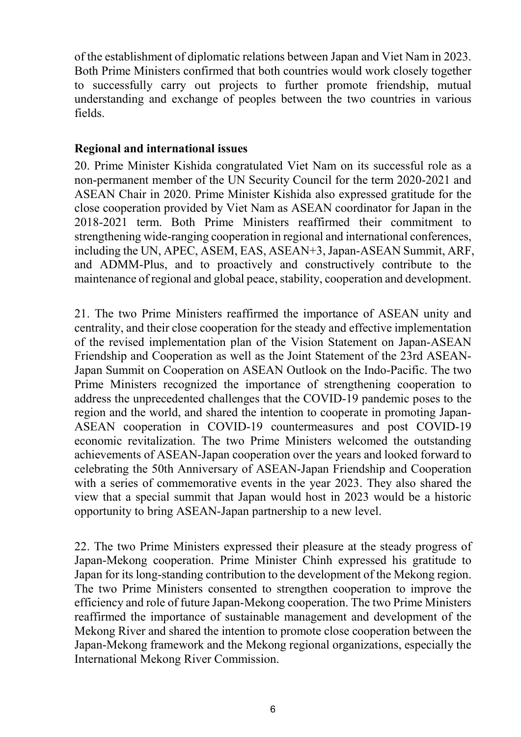of the establishment of diplomatic relations between Japan and Viet Nam in 2023. Both Prime Ministers confirmed that both countries would work closely together to successfully carry out projects to further promote friendship, mutual understanding and exchange of peoples between the two countries in various fields.

**Regional and international issues**

20. Prime Minister Kishida congratulated Viet Nam on its successful role as a non-permanent member of the UN Security Council for the term 2020-2021 and ASEAN Chair in 2020. Prime Minister Kishida also expressed gratitude for the close cooperation provided by Viet Nam as ASEAN coordinator for Japan in the 2018-2021 term. Both Prime Ministers reaffirmed their commitment to strengthening wide-ranging cooperation in regional and international conferences, including the UN, APEC, ASEM, EAS, ASEAN+3, Japan-ASEAN Summit, ARF, and ADMM-Plus, and to proactively and constructively contribute to the maintenance of regional and global peace, stability, cooperation and development.

21. The two Prime Ministers reaffirmed the importance of ASEAN unity and centrality, and their close cooperation for the steady and effective implementation of the revised implementation plan of the Vision Statement on Japan-ASEAN Friendship and Cooperation as well as the Joint Statement of the 23rd ASEAN-Japan Summit on Cooperation on ASEAN Outlook on the Indo-Pacific. The two Prime Ministers recognized the importance of strengthening cooperation to address the unprecedented challenges that the COVID-19 pandemic poses to the region and the world, and shared the intention to cooperate in promoting Japan-ASEAN cooperation in COVID-19 countermeasures and post COVID-19 economic revitalization. The two Prime Ministers welcomed the outstanding achievements of ASEAN-Japan cooperation over the years and looked forward to celebrating the 50th Anniversary of ASEAN-Japan Friendship and Cooperation with a series of commemorative events in the year 2023. They also shared the view that a special summit that Japan would host in 2023 would be a historic opportunity to bring ASEAN-Japan partnership to a new level.

22. The two Prime Ministers expressed their pleasure at the steady progress of Japan-Mekong cooperation. Prime Minister Chinh expressed his gratitude to Japan for its long-standing contribution to the development of the Mekong region. The two Prime Ministers consented to strengthen cooperation to improve the efficiency and role of future Japan-Mekong cooperation. The two Prime Ministers reaffirmed the importance of sustainable management and development of the Mekong River and shared the intention to promote close cooperation between the Japan-Mekong framework and the Mekong regional organizations, especially the International Mekong River Commission.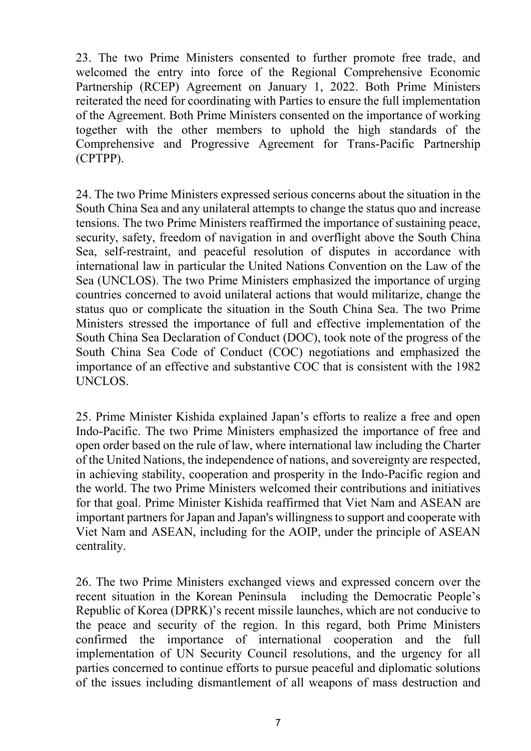23. The two Prime Ministers consented to further promote free trade, and welcomed the entry into force of the Regional Comprehensive Economic Partnership (RCEP) Agreement on January 1, 2022. Both Prime Ministers reiterated the need for coordinating with Parties to ensure the full implementation of the Agreement. Both Prime Ministers consented on the importance of working together with the other members to uphold the high standards of the Comprehensive and Progressive Agreement for Trans-Pacific Partnership (CPTPP).

24. The two Prime Ministers expressed serious concerns about the situation in the South China Sea and any unilateral attempts to change the status quo and increase tensions. The two Prime Ministers reaffirmed the importance of sustaining peace, security, safety, freedom of navigation in and overflight above the South China Sea, self-restraint, and peaceful resolution of disputes in accordance with international law in particular the United Nations Convention on the Law of the Sea (UNCLOS). The two Prime Ministers emphasized the importance of urging countries concerned to avoid unilateral actions that would militarize, change the status quo or complicate the situation in the South China Sea. The two Prime Ministers stressed the importance of full and effective implementation of the South China Sea Declaration of Conduct (DOC), took note of the progress of the South China Sea Code of Conduct (COC) negotiations and emphasized the importance of an effective and substantive COC that is consistent with the 1982 UNCLOS.

25. Prime Minister Kishida explained Japan's efforts to realize a free and open Indo-Pacific. The two Prime Ministers emphasized the importance of free and open order based on the rule of law, where international law including the Charter of the United Nations, the independence of nations, and sovereignty are respected, in achieving stability, cooperation and prosperity in the Indo-Pacific region and the world. The two Prime Ministers welcomed their contributions and initiatives for that goal. Prime Minister Kishida reaffirmed that Viet Nam and ASEAN are important partners for Japan and Japan's willingness to support and cooperate with Viet Nam and ASEAN, including for the AOIP, under the principle of ASEAN centrality.

26. The two Prime Ministers exchanged views and expressed concern over the recent situation in the Korean Peninsula including the Democratic People's Republic of Korea (DPRK)'s recent missile launches, which are not conducive to the peace and security of the region. In this regard, both Prime Ministers confirmed the importance of international cooperation and the full implementation of UN Security Council resolutions, and the urgency for all parties concerned to continue efforts to pursue peaceful and diplomatic solutions of the issues including dismantlement of all weapons of mass destruction and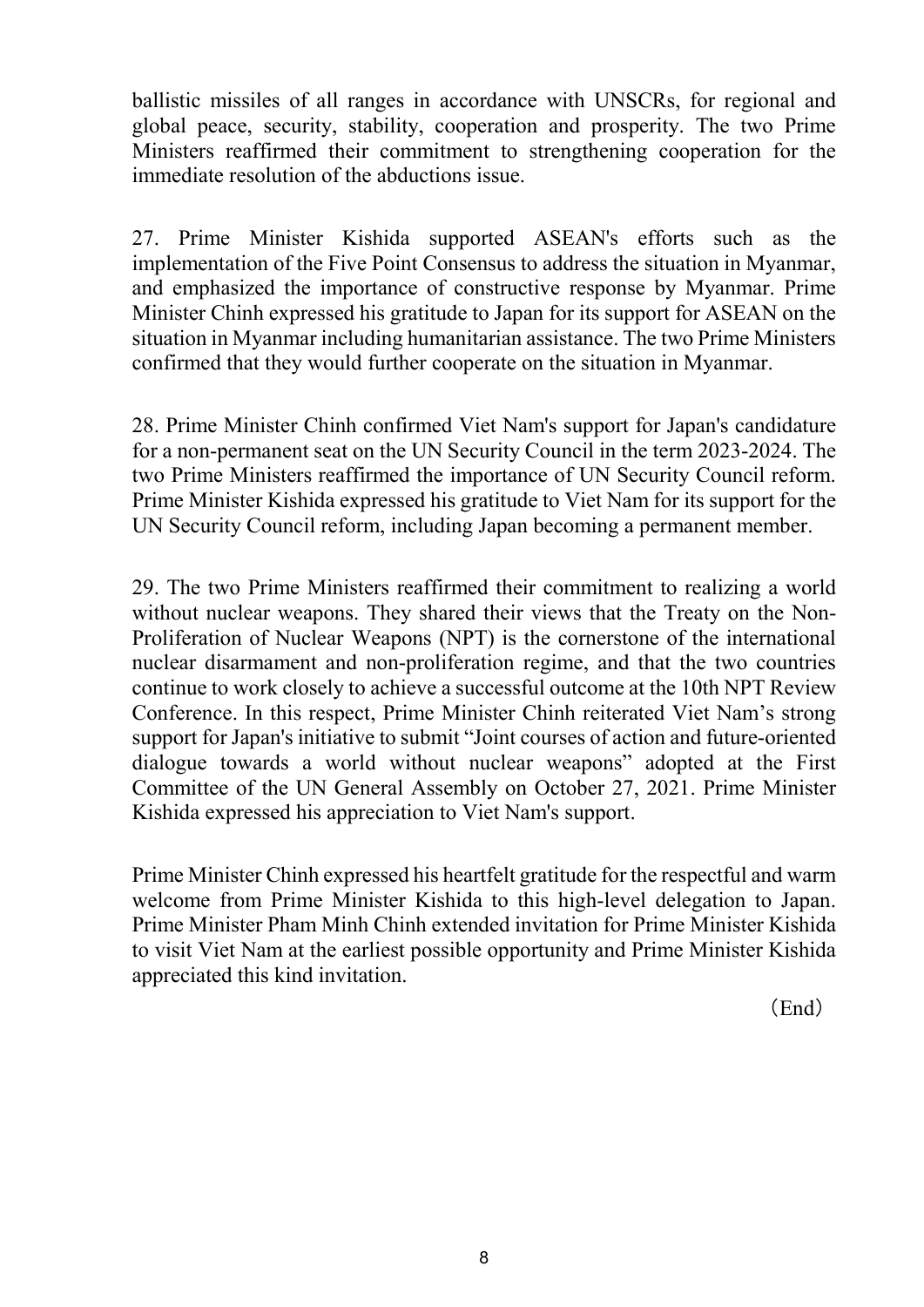ballistic missiles of all ranges in accordance with UNSCRs, for regional and global peace, security, stability, cooperation and prosperity. The two Prime Ministers reaffirmed their commitment to strengthening cooperation for the immediate resolution of the abductions issue.

27. Prime Minister Kishida supported ASEAN's efforts such as the implementation of the Five Point Consensus to address the situation in Myanmar, and emphasized the importance of constructive response by Myanmar. Prime Minister Chinh expressed his gratitude to Japan for its support for ASEAN on the situation in Myanmar including humanitarian assistance. The two Prime Ministers confirmed that they would further cooperate on the situation in Myanmar.

28. Prime Minister Chinh confirmed Viet Nam's support for Japan's candidature for a non-permanent seat on the UN Security Council in the term 2023-2024. The two Prime Ministers reaffirmed the importance of UN Security Council reform. Prime Minister Kishida expressed his gratitude to Viet Nam for its support for the UN Security Council reform, including Japan becoming a permanent member.

29. The two Prime Ministers reaffirmed their commitment to realizing a world without nuclear weapons. They shared their views that the Treaty on the Non-Proliferation of Nuclear Weapons (NPT) is the cornerstone of the international nuclear disarmament and non-proliferation regime, and that the two countries continue to work closely to achieve a successful outcome at the 10th NPT Review Conference. In this respect, Prime Minister Chinh reiterated Viet Nam's strong support for Japan's initiative to submit "Joint courses of action and future-oriented dialogue towards a world without nuclear weapons" adopted at the First Committee of the UN General Assembly on October 27, 2021. Prime Minister Kishida expressed his appreciation to Viet Nam's support.

Prime Minister Chinh expressed his heartfelt gratitude for the respectful and warm welcome from Prime Minister Kishida to this high-level delegation to Japan. Prime Minister Pham Minh Chinh extended invitation for Prime Minister Kishida to visit Viet Nam at the earliest possible opportunity and Prime Minister Kishida appreciated this kind invitation.

（End）